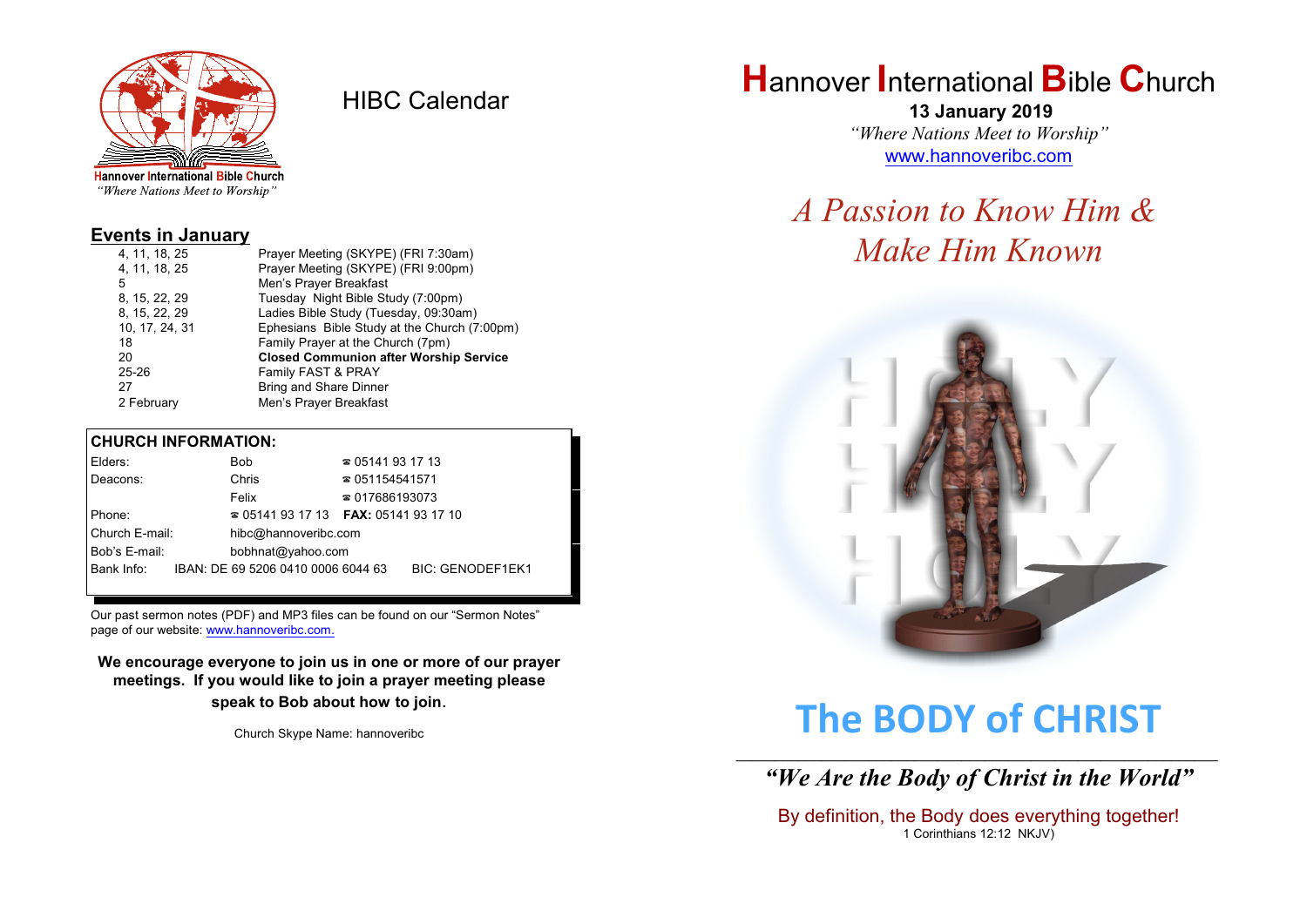Hannover International Bible Church
*"Where Nations Meet to Worship"*

# HIBC Calendar

## Events in January

| | |
|---|---|
| 4, 11, 18, 25 | Prayer Meeting (SKYPE) (FRI 7:30am) |
| 4, 11, 18, 25 | Prayer Meeting (SKYPE) (FRI 9:00pm) |
| 5 | Men's Prayer Breakfast |
| 8, 15, 22, 29 | Tuesday Night Bible Study (7:00pm) |
| 8, 15, 22, 29 | Ladies Bible Study (Tuesday, 09:30am) |
| 10, 17, 24, 31 | Ephesians Bible Study at the Church (7:00pm) |
| 18 | Family Prayer at the Church (7pm) |
| 20 | **Closed Communion after Worship Service** |
| 25-26 | Family FAST & PRAY |
| 27 | Bring and Share Dinner |
| 2 February | Men's Prayer Breakfast |

## CHURCH INFORMATION:

| | | |
|---|---|---|
| Elders: | Bob | ☎ 05141 93 17 13 |
| Deacons: | Chris | ☎ 051154541571 |
| | Felix | ☎ 017686193073 |
| Phone: | ☎ 05141 93 17 13 | **FAX:** 05141 93 17 10 |
| Church E-mail: | hibc@hannoveribc.com | |
| Bob's E-mail: | bobhnat@yahoo.com | |
| Bank Info: | IBAN: DE 69 5206 0410 0006 6044 63 | BIC: GENODEF1EK1 |

Our past sermon notes (PDF) and MP3 files can be found on our "Sermon Notes" page of our website: www.hannoveribc.com.

**We encourage everyone to join us in one or more of our prayer meetings. If you would like to join a prayer meeting please speak to Bob about how to join.**

Church Skype Name: hannoveribc

# Hannover International Bible Church

**13 January 2019**

*"Where Nations Meet to Worship"*

www.hannoveribc.com

## *A Passion to Know Him & Make Him Known*

# The BODY of CHRIST

***"We Are the Body of Christ in the World"***

By definition, the Body does everything together!
1 Corinthians 12:12 NKJV)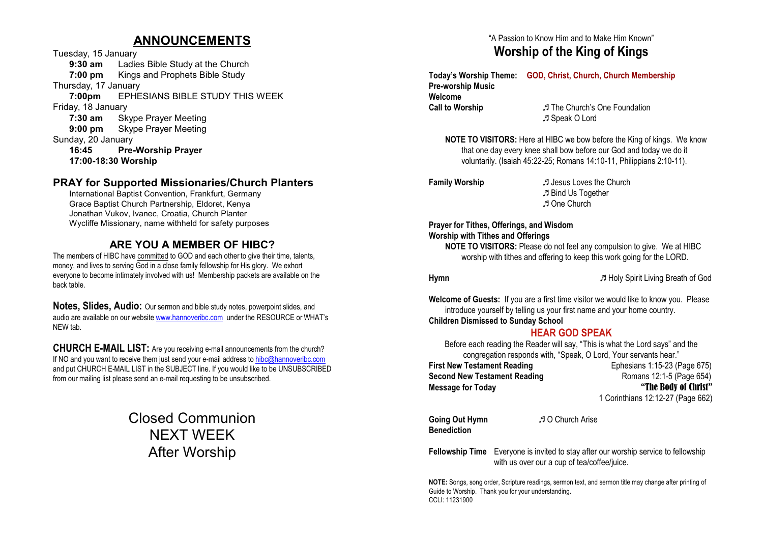# ANNOUNCEMENTS

Tuesday, 15 January
- **9:30 am** Ladies Bible Study at the Church
- **7:00 pm** Kings and Prophets Bible Study

Thursday, 17 January
- **7:00pm** EPHESIANS BIBLE STUDY THIS WEEK

Friday, 18 January
- **7:30 am** Skype Prayer Meeting
- **9:00 pm** Skype Prayer Meeting

Sunday, 20 January
- **16:45 Pre-Worship Prayer**
- **17:00-18:30 Worship**

## PRAY for Supported Missionaries/Church Planters

International Baptist Convention, Frankfurt, Germany
Grace Baptist Church Partnership, Eldoret, Kenya
Jonathan Vukov, Ivanec, Croatia, Church Planter
Wycliffe Missionary, name withheld for safety purposes

## ARE YOU A MEMBER OF HIBC?

The members of HIBC have committed to GOD and each other to give their time, talents, money, and lives to serving God in a close family fellowship for His glory. We exhort everyone to become intimately involved with us! Membership packets are available on the back table.

**Notes, Slides, Audio:** Our sermon and bible study notes, powerpoint slides, and audio are available on our website www.hannoveribc.com under the RESOURCE or WHAT's NEW tab.

**CHURCH E-MAIL LIST:** Are you receiving e-mail announcements from the church? If NO and you want to receive them just send your e-mail address to hibc@hannoveribc.com and put CHURCH E-MAIL LIST in the SUBJECT line. If you would like to be UNSUBSCRIBED from our mailing list please send an e-mail requesting to be unsubscribed.

Closed Communion
NEXT WEEK
After Worship

---

"A Passion to Know Him and to Make Him Known"

# Worship of the King of Kings

**Today's Worship Theme:** **GOD, Christ, Church, Church Membership**

**Pre-worship Music**

**Welcome**

**Call to Worship** ♫ The Church's One Foundation
♫ Speak O Lord

**NOTE TO VISITORS:** Here at HIBC we bow before the King of kings. We know that one day every knee shall bow before our God and today we do it voluntarily. (Isaiah 45:22-25; Romans 14:10-11, Philippians 2:10-11).

**Family Worship** ♫ Jesus Loves the Church
♫ Bind Us Together
♫ One Church

**Prayer for Tithes, Offerings, and Wisdom**

**Worship with Tithes and Offerings**

**NOTE TO VISITORS:** Please do not feel any compulsion to give. We at HIBC worship with tithes and offering to keep this work going for the LORD.

**Hymn** ♫ Holy Spirit Living Breath of God

**Welcome of Guests:** If you are a first time visitor we would like to know you. Please introduce yourself by telling us your first name and your home country.

**Children Dismissed to Sunday School**

## HEAR GOD SPEAK

Before each reading the Reader will say, "This is what the Lord says" and the congregation responds with, "Speak, O Lord, Your servants hear."

**First New Testament Reading** Ephesians 1:15-23 (Page 675)

**Second New Testament Reading** Romans 12:1-5 (Page 654)

**Message for Today** **"The Body of Christ"**
1 Corinthians 12:12-27 (Page 662)

**Going Out Hymn** ♫ O Church Arise

**Benediction**

**Fellowship Time** Everyone is invited to stay after our worship service to fellowship with us over our a cup of tea/coffee/juice.

**NOTE:** Songs, song order, Scripture readings, sermon text, and sermon title may change after printing of Guide to Worship. Thank you for your understanding.
CCLI: 11231900